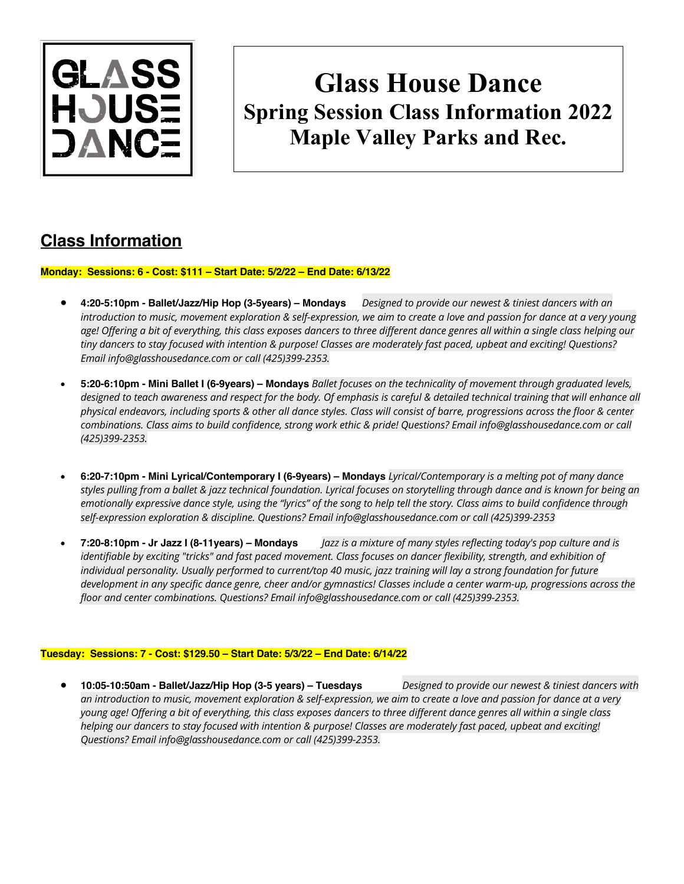GLASS HOUSE DANCE

# Glass House Dance
## Spring Session Class Information 2022
## Maple Valley Parks and Rec.

## Class Information

**Monday: Sessions: 6 - Cost: $111 – Start Date: 5/2/22 – End Date: 6/13/22**

- **4:20-5:10pm - Ballet/Jazz/Hip Hop (3-5years) – Mondays** *Designed to provide our newest & tiniest dancers with an introduction to music, movement exploration & self-expression, we aim to create a love and passion for dance at a very young age! Offering a bit of everything, this class exposes dancers to three different dance genres all within a single class helping our tiny dancers to stay focused with intention & purpose! Classes are moderately fast paced, upbeat and exciting! Questions? Email info@glasshousedance.com or call (425)399-2353.*

- **5:20-6:10pm - Mini Ballet I (6-9years) – Mondays** *Ballet focuses on the technicality of movement through graduated levels, designed to teach awareness and respect for the body. Of emphasis is careful & detailed technical training that will enhance all physical endeavors, including sports & other all dance styles. Class will consist of barre, progressions across the floor & center combinations. Class aims to build confidence, strong work ethic & pride! Questions? Email info@glasshousedance.com or call (425)399-2353.*

- **6:20-7:10pm - Mini Lyrical/Contemporary I (6-9years) – Mondays** *Lyrical/Contemporary is a melting pot of many dance styles pulling from a ballet & jazz technical foundation. Lyrical focuses on storytelling through dance and is known for being an emotionally expressive dance style, using the "lyrics" of the song to help tell the story. Class aims to build confidence through self-expression exploration & discipline. Questions? Email info@glasshousedance.com or call (425)399-2353*

- **7:20-8:10pm - Jr Jazz I (8-11years) – Mondays** *Jazz is a mixture of many styles reflecting today's pop culture and is identifiable by exciting "tricks" and fast paced movement. Class focuses on dancer flexibility, strength, and exhibition of individual personality. Usually performed to current/top 40 music, jazz training will lay a strong foundation for future development in any specific dance genre, cheer and/or gymnastics! Classes include a center warm-up, progressions across the floor and center combinations. Questions? Email info@glasshousedance.com or call (425)399-2353.*

**Tuesday: Sessions: 7 - Cost: $129.50 – Start Date: 5/3/22 – End Date: 6/14/22**

- **10:05-10:50am - Ballet/Jazz/Hip Hop (3-5 years) – Tuesdays** *Designed to provide our newest & tiniest dancers with an introduction to music, movement exploration & self-expression, we aim to create a love and passion for dance at a very young age! Offering a bit of everything, this class exposes dancers to three different dance genres all within a single class helping our dancers to stay focused with intention & purpose! Classes are moderately fast paced, upbeat and exciting! Questions? Email info@glasshousedance.com or call (425)399-2353.*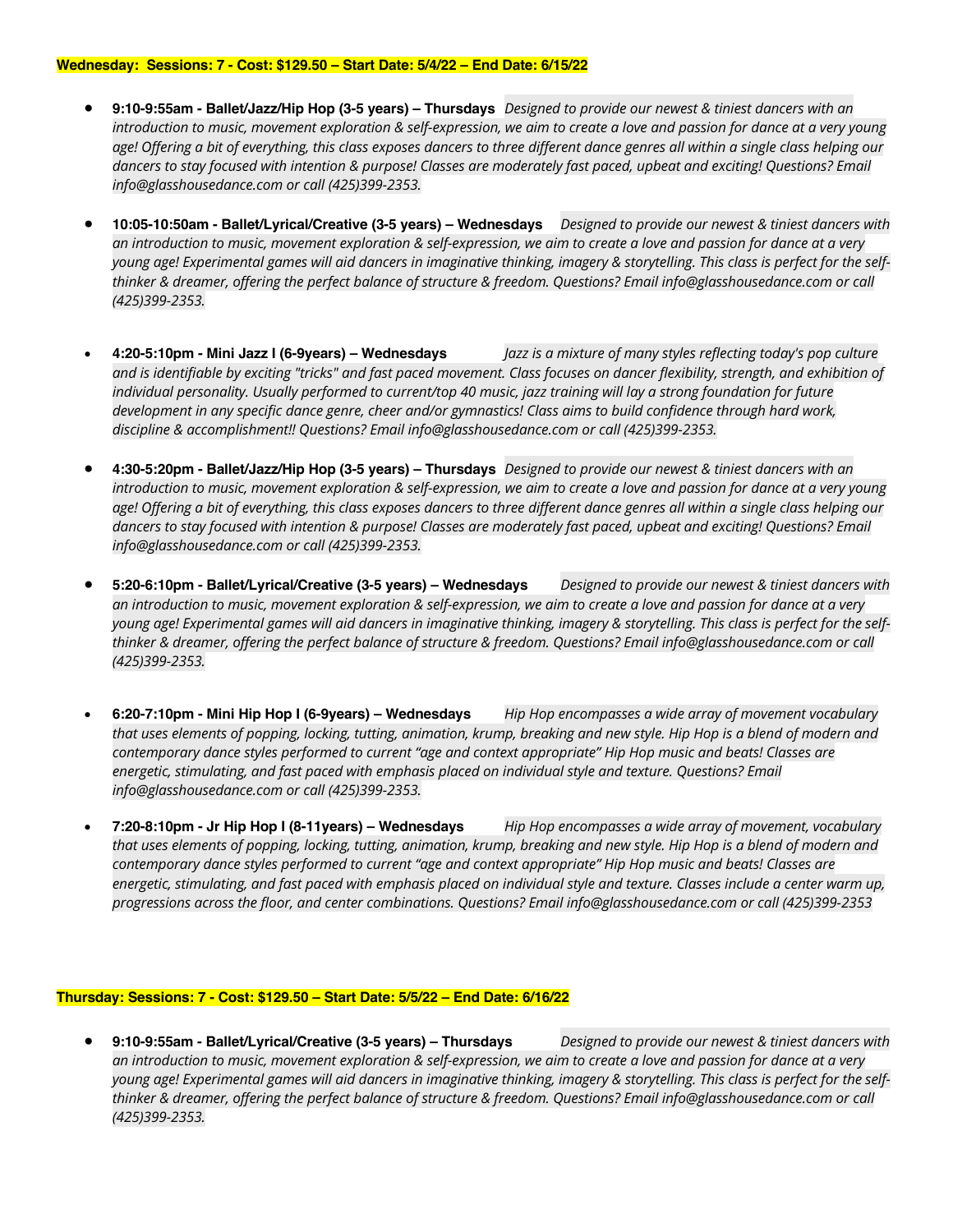**Wednesday: Sessions: 7 - Cost: $129.50 – Start Date: 5/4/22 – End Date: 6/15/22**

- **9:10-9:55am - Ballet/Jazz/Hip Hop (3-5 years) – Thursdays** *Designed to provide our newest & tiniest dancers with an introduction to music, movement exploration & self-expression, we aim to create a love and passion for dance at a very young age! Offering a bit of everything, this class exposes dancers to three different dance genres all within a single class helping our dancers to stay focused with intention & purpose! Classes are moderately fast paced, upbeat and exciting! Questions? Email info@glasshousedance.com or call (425)399-2353.*

- **10:05-10:50am - Ballet/Lyrical/Creative (3-5 years) – Wednesdays** *Designed to provide our newest & tiniest dancers with an introduction to music, movement exploration & self-expression, we aim to create a love and passion for dance at a very young age! Experimental games will aid dancers in imaginative thinking, imagery & storytelling. This class is perfect for the self-thinker & dreamer, offering the perfect balance of structure & freedom. Questions? Email info@glasshousedance.com or call (425)399-2353.*

- **4:20-5:10pm - Mini Jazz I (6-9years) – Wednesdays** *Jazz is a mixture of many styles reflecting today's pop culture and is identifiable by exciting "tricks" and fast paced movement. Class focuses on dancer flexibility, strength, and exhibition of individual personality. Usually performed to current/top 40 music, jazz training will lay a strong foundation for future development in any specific dance genre, cheer and/or gymnastics! Class aims to build confidence through hard work, discipline & accomplishment!! Questions? Email info@glasshousedance.com or call (425)399-2353.*

- **4:30-5:20pm - Ballet/Jazz/Hip Hop (3-5 years) – Thursdays** *Designed to provide our newest & tiniest dancers with an introduction to music, movement exploration & self-expression, we aim to create a love and passion for dance at a very young age! Offering a bit of everything, this class exposes dancers to three different dance genres all within a single class helping our dancers to stay focused with intention & purpose! Classes are moderately fast paced, upbeat and exciting! Questions? Email info@glasshousedance.com or call (425)399-2353.*

- **5:20-6:10pm - Ballet/Lyrical/Creative (3-5 years) – Wednesdays** *Designed to provide our newest & tiniest dancers with an introduction to music, movement exploration & self-expression, we aim to create a love and passion for dance at a very young age! Experimental games will aid dancers in imaginative thinking, imagery & storytelling. This class is perfect for the self-thinker & dreamer, offering the perfect balance of structure & freedom. Questions? Email info@glasshousedance.com or call (425)399-2353.*

- **6:20-7:10pm - Mini Hip Hop I (6-9years) – Wednesdays** *Hip Hop encompasses a wide array of movement vocabulary that uses elements of popping, locking, tutting, animation, krump, breaking and new style. Hip Hop is a blend of modern and contemporary dance styles performed to current "age and context appropriate" Hip Hop music and beats! Classes are energetic, stimulating, and fast paced with emphasis placed on individual style and texture. Questions? Email info@glasshousedance.com or call (425)399-2353.*

- **7:20-8:10pm - Jr Hip Hop I (8-11years) – Wednesdays** *Hip Hop encompasses a wide array of movement, vocabulary that uses elements of popping, locking, tutting, animation, krump, breaking and new style. Hip Hop is a blend of modern and contemporary dance styles performed to current "age and context appropriate" Hip Hop music and beats! Classes are energetic, stimulating, and fast paced with emphasis placed on individual style and texture. Classes include a center warm up, progressions across the floor, and center combinations. Questions? Email info@glasshousedance.com or call (425)399-2353*

**Thursday: Sessions: 7 - Cost: $129.50 – Start Date: 5/5/22 – End Date: 6/16/22**

- **9:10-9:55am - Ballet/Lyrical/Creative (3-5 years) – Thursdays** *Designed to provide our newest & tiniest dancers with an introduction to music, movement exploration & self-expression, we aim to create a love and passion for dance at a very young age! Experimental games will aid dancers in imaginative thinking, imagery & storytelling. This class is perfect for the self-thinker & dreamer, offering the perfect balance of structure & freedom. Questions? Email info@glasshousedance.com or call (425)399-2353.*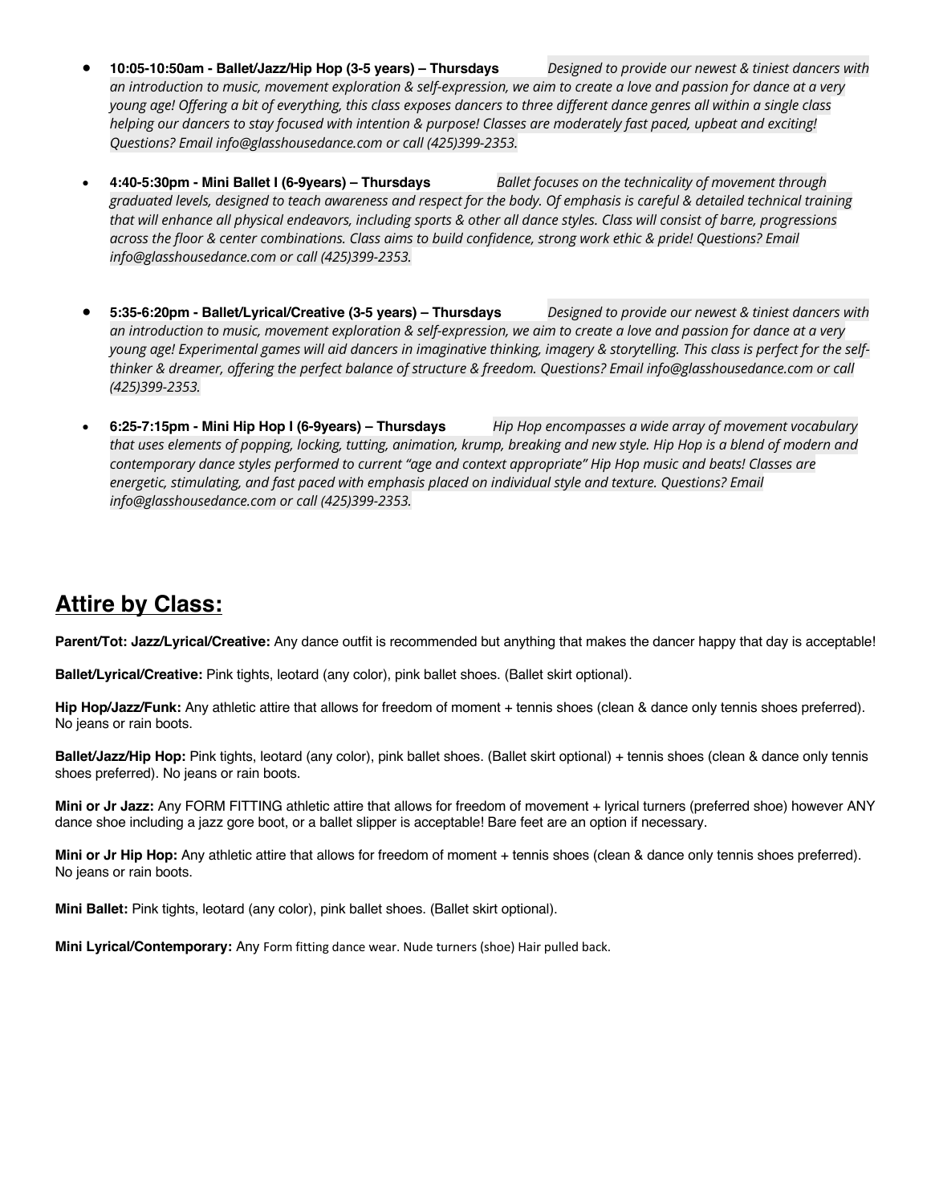- **10:05-10:50am - Ballet/Jazz/Hip Hop (3-5 years) – Thursdays** *Designed to provide our newest & tiniest dancers with an introduction to music, movement exploration & self-expression, we aim to create a love and passion for dance at a very young age! Offering a bit of everything, this class exposes dancers to three different dance genres all within a single class helping our dancers to stay focused with intention & purpose! Classes are moderately fast paced, upbeat and exciting! Questions? Email info@glasshousedance.com or call (425)399-2353.*

- **4:40-5:30pm - Mini Ballet I (6-9years) – Thursdays** *Ballet focuses on the technicality of movement through graduated levels, designed to teach awareness and respect for the body. Of emphasis is careful & detailed technical training that will enhance all physical endeavors, including sports & other all dance styles. Class will consist of barre, progressions across the floor & center combinations. Class aims to build confidence, strong work ethic & pride! Questions? Email info@glasshousedance.com or call (425)399-2353.*

- **5:35-6:20pm - Ballet/Lyrical/Creative (3-5 years) – Thursdays** *Designed to provide our newest & tiniest dancers with an introduction to music, movement exploration & self-expression, we aim to create a love and passion for dance at a very young age! Experimental games will aid dancers in imaginative thinking, imagery & storytelling. This class is perfect for the self-thinker & dreamer, offering the perfect balance of structure & freedom. Questions? Email info@glasshousedance.com or call (425)399-2353.*

- **6:25-7:15pm - Mini Hip Hop I (6-9years) – Thursdays** *Hip Hop encompasses a wide array of movement vocabulary that uses elements of popping, locking, tutting, animation, krump, breaking and new style. Hip Hop is a blend of modern and contemporary dance styles performed to current "age and context appropriate" Hip Hop music and beats! Classes are energetic, stimulating, and fast paced with emphasis placed on individual style and texture. Questions? Email info@glasshousedance.com or call (425)399-2353.*

## Attire by Class:

**Parent/Tot: Jazz/Lyrical/Creative:** Any dance outfit is recommended but anything that makes the dancer happy that day is acceptable!

**Ballet/Lyrical/Creative:** Pink tights, leotard (any color), pink ballet shoes. (Ballet skirt optional).

**Hip Hop/Jazz/Funk:** Any athletic attire that allows for freedom of moment + tennis shoes (clean & dance only tennis shoes preferred). No jeans or rain boots.

**Ballet/Jazz/Hip Hop:** Pink tights, leotard (any color), pink ballet shoes. (Ballet skirt optional) + tennis shoes (clean & dance only tennis shoes preferred). No jeans or rain boots.

**Mini or Jr Jazz:** Any FORM FITTING athletic attire that allows for freedom of movement + lyrical turners (preferred shoe) however ANY dance shoe including a jazz gore boot, or a ballet slipper is acceptable! Bare feet are an option if necessary.

**Mini or Jr Hip Hop:** Any athletic attire that allows for freedom of moment + tennis shoes (clean & dance only tennis shoes preferred). No jeans or rain boots.

**Mini Ballet:** Pink tights, leotard (any color), pink ballet shoes. (Ballet skirt optional).

**Mini Lyrical/Contemporary:** Any Form fitting dance wear. Nude turners (shoe) Hair pulled back.